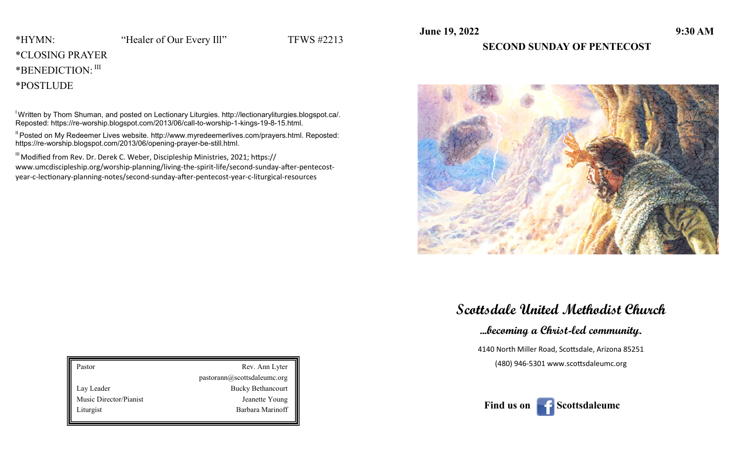*HYMN: "Healer of Our Every Ill" TFWS #2213

*CLOSING PRAYER

*BENEDICTION: [III]

*POSTLUDE

[I] Written by Thom Shuman, and posted on Lectionary Liturgies. http://lectionaryliturgies.blogspot.ca/. Reposted: https://re-worship.blogspot.com/2013/06/call-to-worship-1-kings-19-8-15.html.

[II] Posted on My Redeemer Lives website. http://www.myredeemerlives.com/prayers.html. Reposted: https://re-worship.blogspot.com/2013/06/opening-prayer-be-still.html.

[III] Modified from Rev. Dr. Derek C. Weber, Discipleship Ministries, 2021; https://www.umcdiscipleship.org/worship-planning/living-the-spirit-life/second-sunday-after-pentecost-year-c-lectionary-planning-notes/second-sunday-after-pentecost-year-c-liturgical-resources

| | |
|---|---|
| Pastor | Rev. Ann Lyter |
| | pastorann@scottsdaleumc.org |
| Lay Leader | Bucky Bethancourt |
| Music Director/Pianist | Jeanette Young |
| Liturgist | Barbara Marinoff |

**June 19, 2022** **9:30 AM**

**SECOND SUNDAY OF PENTECOST**

# Scottsdale United Methodist Church

## *...becoming a Christ-led community.*

4140 North Miller Road, Scottsdale, Arizona 85251

(480) 946-5301 www.scottsdaleumc.org

**Find us on Scottsdaleumc**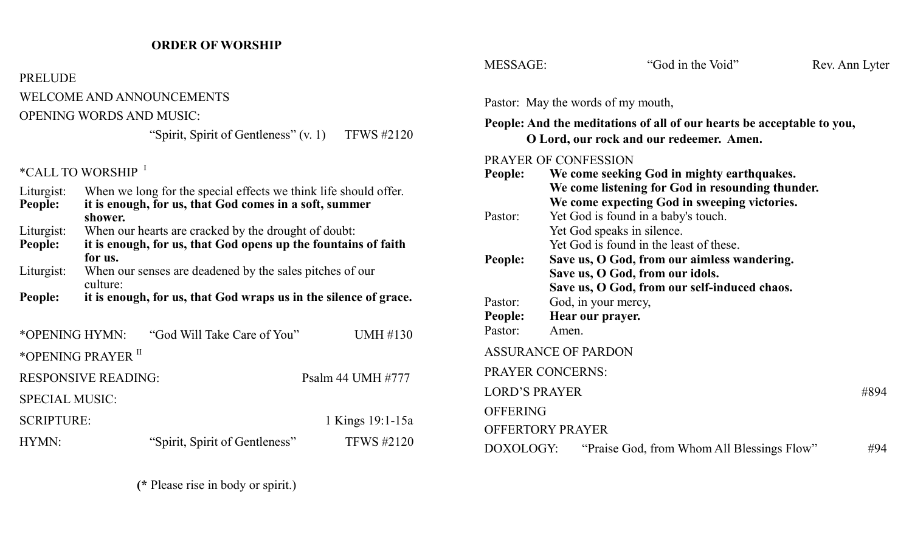## ORDER OF WORSHIP

PRELUDE

WELCOME AND ANNOUNCEMENTS

OPENING WORDS AND MUSIC:

"Spirit, Spirit of Gentleness" (v. 1) TFWS #2120

*CALL TO WORSHIP [I]

Liturgist: When we long for the special effects we think life should offer.
**People: it is enough, for us, that God comes in a soft, summer shower.**
Liturgist: When our hearts are cracked by the drought of doubt:
**People: it is enough, for us, that God opens up the fountains of faith for us.**
Liturgist: When our senses are deadened by the sales pitches of our culture:
**People: it is enough, for us, that God wraps us in the silence of grace.**

*OPENING HYMN: "God Will Take Care of You" UMH #130

*OPENING PRAYER [II]

RESPONSIVE READING: Psalm 44 UMH #777

SPECIAL MUSIC:

SCRIPTURE: 1 Kings 19:1-15a

HYMN: "Spirit, Spirit of Gentleness" TFWS #2120

(* Please rise in body or spirit.)

MESSAGE: "God in the Void" Rev. Ann Lyter

Pastor: May the words of my mouth,
**People: And the meditations of all of our hearts be acceptable to you, O Lord, our rock and our redeemer. Amen.**

PRAYER OF CONFESSION
**People: We come seeking God in mighty earthquakes.
We come listening for God in resounding thunder.
We come expecting God in sweeping victories.**
Pastor: Yet God is found in a baby's touch.
Yet God speaks in silence.
Yet God is found in the least of these.
**People: Save us, O God, from our aimless wandering.
Save us, O God, from our idols.
Save us, O God, from our self-induced chaos.**
Pastor: God, in your mercy,
**People: Hear our prayer.**
Pastor: Amen.

ASSURANCE OF PARDON

PRAYER CONCERNS:

LORD'S PRAYER #894

OFFERING

OFFERTORY PRAYER

DOXOLOGY: "Praise God, from Whom All Blessings Flow" #94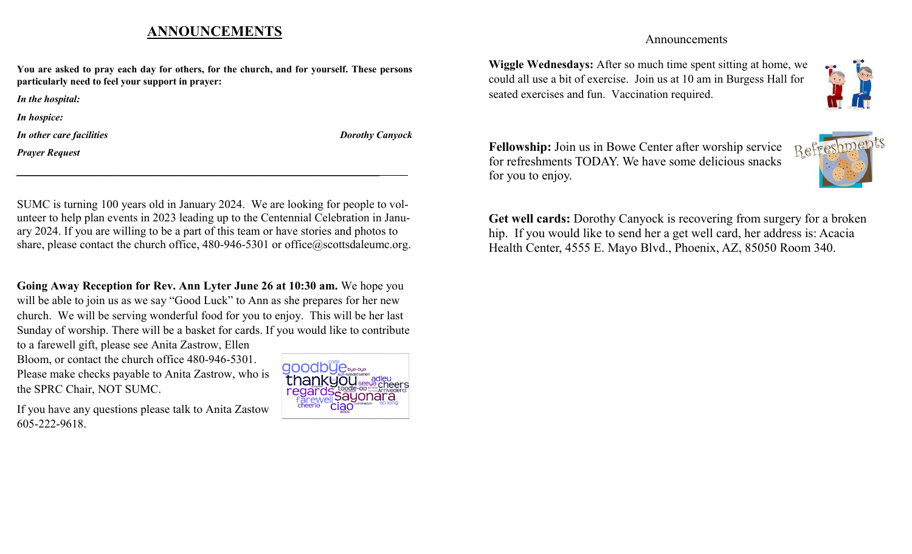# ANNOUNCEMENTS

**You are asked to pray each day for others, for the church, and for yourself. These persons particularly need to feel your support in prayer:**

***In the hospital:***

***In hospice:***

***In other care facilities*** — ***Dorothy Canyock***

***Prayer Request***

---

SUMC is turning 100 years old in January 2024. We are looking for people to volunteer to help plan events in 2023 leading up to the Centennial Celebration in January 2024. If you are willing to be a part of this team or have stories and photos to share, please contact the church office, 480-946-5301 or office@scottsdaleumc.org.

**Going Away Reception for Rev. Ann Lyter June 26 at 10:30 am.** We hope you will be able to join us as we say "Good Luck" to Ann as she prepares for her new church. We will be serving wonderful food for you to enjoy. This will be her last Sunday of worship. There will be a basket for cards. If you would like to contribute to a farewell gift, please see Anita Zastrow, Ellen Bloom, or contact the church office 480-946-5301. Please make checks payable to Anita Zastrow, who is the SPRC Chair, NOT SUMC.

If you have any questions please talk to Anita Zastow 605-222-9618.

## Announcements

**Wiggle Wednesdays:** After so much time spent sitting at home, we could all use a bit of exercise. Join us at 10 am in Burgess Hall for seated exercises and fun. Vaccination required.

**Fellowship:** Join us in Bowe Center after worship service for refreshments TODAY. We have some delicious snacks for you to enjoy.

**Get well cards:** Dorothy Canyock is recovering from surgery for a broken hip. If you would like to send her a get well card, her address is: Acacia Health Center, 4555 E. Mayo Blvd., Phoenix, AZ, 85050 Room 340.